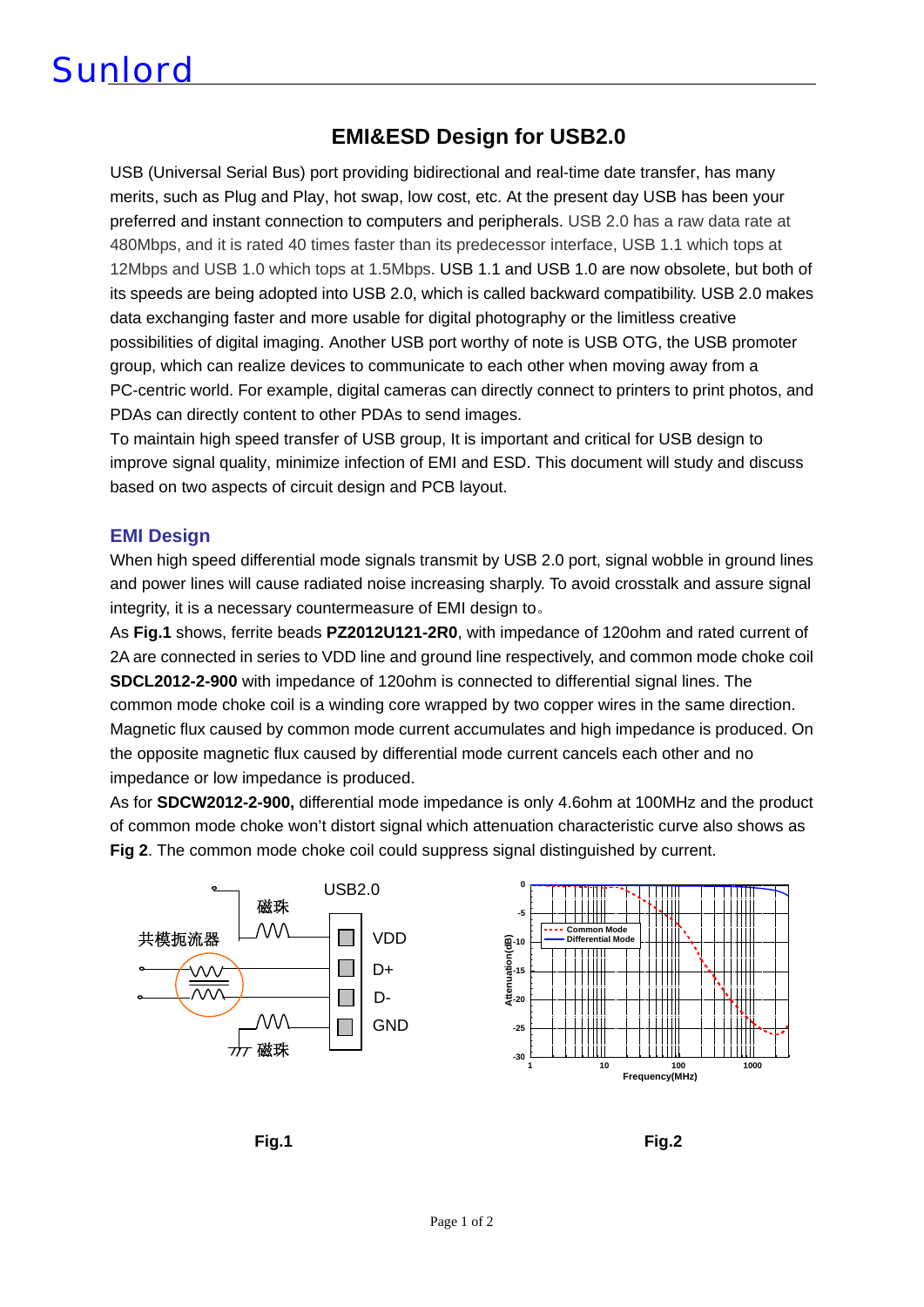# EMI&ESD Design for USB2.0

USB (Universal Serial Bus) port providing bidirectional and real-time date transfer, has many merits, such as Plug and Play, hot swap, low cost, etc. At the present day USB has been your preferred and instant connection to computers and peripherals. USB 2.0 has a raw data rate at 480Mbps, and it is rated 40 times faster than its predecessor interface, USB 1.1 which tops at 12Mbps and USB 1.0 which tops at 1.5Mbps. USB 1.1 and USB 1.0 are now obsolete, but both of its speeds are being adopted into USB 2.0, which is called backward compatibility. USB 2.0 makes data exchanging faster and more usable for digital photography or the limitless creative possibilities of digital imaging. Another USB port worthy of note is USB OTG, the USB promoter group, which can realize devices to communicate to each other when moving away from a PC-centric world. For example, digital cameras can directly connect to printers to print photos, and PDAs can directly content to other PDAs to send images.

To maintain high speed transfer of USB group, It is important and critical for USB design to improve signal quality, minimize infection of EMI and ESD. This document will study and discuss based on two aspects of circuit design and PCB layout.

## EMI Design

When high speed differential mode signals transmit by USB 2.0 port, signal wobble in ground lines and power lines will cause radiated noise increasing sharply. To avoid crosstalk and assure signal integrity, it is a necessary countermeasure of EMI design to。

As **Fig.1** shows, ferrite beads **PZ2012U121-2R0**, with impedance of 120ohm and rated current of 2A are connected in series to VDD line and ground line respectively, and common mode choke coil **SDCL2012-2-900** with impedance of 120ohm is connected to differential signal lines. The common mode choke coil is a winding core wrapped by two copper wires in the same direction. Magnetic flux caused by common mode current accumulates and high impedance is produced. On the opposite magnetic flux caused by differential mode current cancels each other and no impedance or low impedance is produced.

As for **SDCW2012-2-900,** differential mode impedance is only 4.6ohm at 100MHz and the product of common mode choke won't distort signal which attenuation characteristic curve also shows as **Fig 2**. The common mode choke coil could suppress signal distinguished by current.

USB2.0

磁珠

共模扼流器

VDD

D+

D-

GND

磁珠

**Fig.1**

Common Mode

Differential Mode

Attenuation(dB)

Frequency(MHz)

**Fig.2**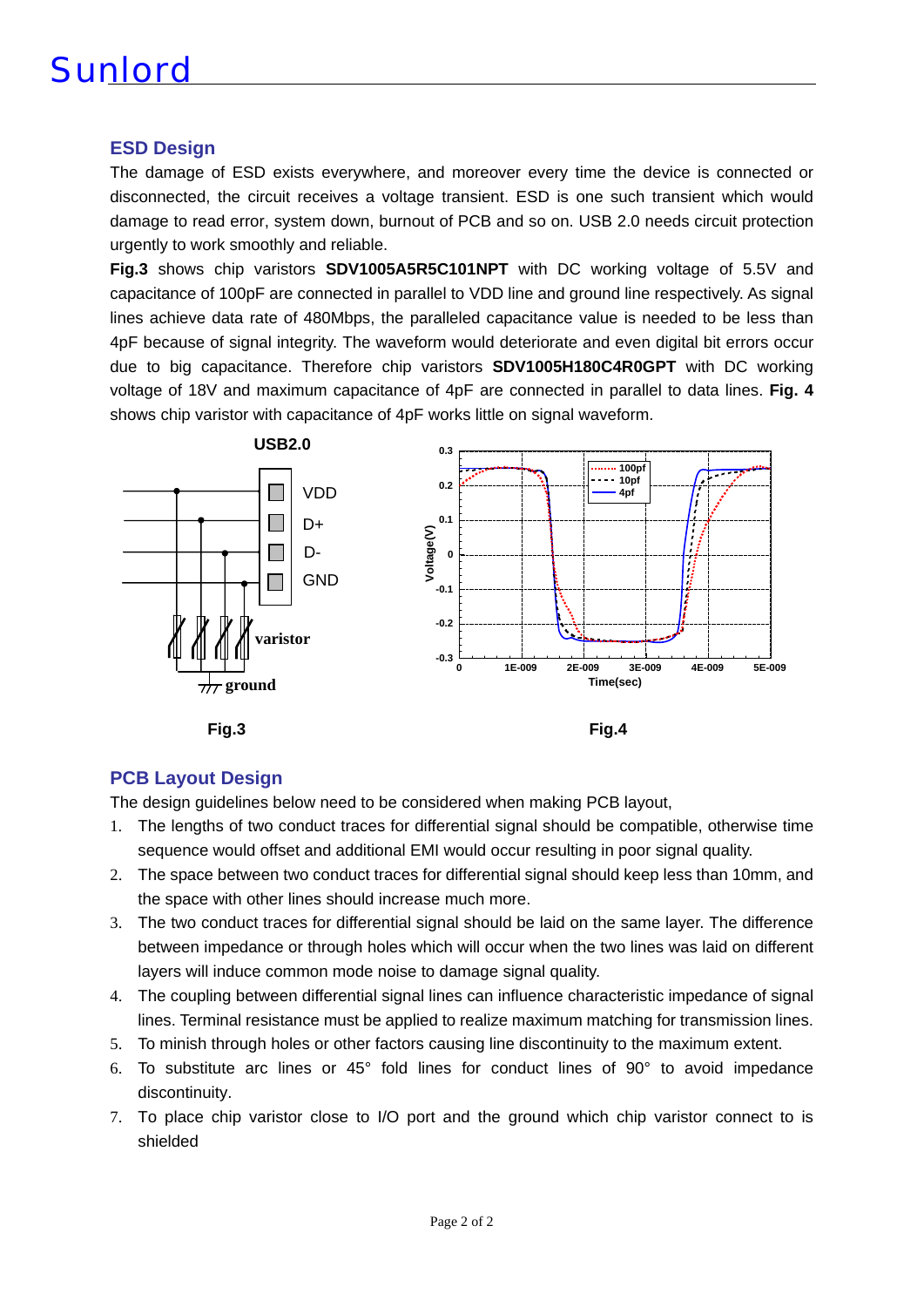## ESD Design

The damage of ESD exists everywhere, and moreover every time the device is connected or disconnected, the circuit receives a voltage transient. ESD is one such transient which would damage to read error, system down, burnout of PCB and so on. USB 2.0 needs circuit protection urgently to work smoothly and reliable.

**Fig.3** shows chip varistors **SDV1005A5R5C101NPT** with DC working voltage of 5.5V and capacitance of 100pF are connected in parallel to VDD line and ground line respectively. As signal lines achieve data rate of 480Mbps, the paralleled capacitance value is needed to be less than 4pF because of signal integrity. The waveform would deteriorate and even digital bit errors occur due to big capacitance. Therefore chip varistors **SDV1005H180C4R0GPT** with DC working voltage of 18V and maximum capacitance of 4pF are connected in parallel to data lines. **Fig. 4** shows chip varistor with capacitance of 4pF works little on signal waveform.

USB2.0

VDD

D+

D-

GND

varistor

ground

Fig.3

100pf
10pf
4pf

Voltage(V)

0.3
0.2
0.1
0
-0.1
-0.2
-0.3

0
1E-009
2E-009
3E-009
4E-009
5E-009

Time(sec)

Fig.4

## PCB Layout Design

The design guidelines below need to be considered when making PCB layout,

1. The lengths of two conduct traces for differential signal should be compatible, otherwise time sequence would offset and additional EMI would occur resulting in poor signal quality.
2. The space between two conduct traces for differential signal should keep less than 10mm, and the space with other lines should increase much more.
3. The two conduct traces for differential signal should be laid on the same layer. The difference between impedance or through holes which will occur when the two lines was laid on different layers will induce common mode noise to damage signal quality.
4. The coupling between differential signal lines can influence characteristic impedance of signal lines. Terminal resistance must be applied to realize maximum matching for transmission lines.
5. To minish through holes or other factors causing line discontinuity to the maximum extent.
6. To substitute arc lines or 45° fold lines for conduct lines of 90° to avoid impedance discontinuity.
7. To place chip varistor close to I/O port and the ground which chip varistor connect to is shielded